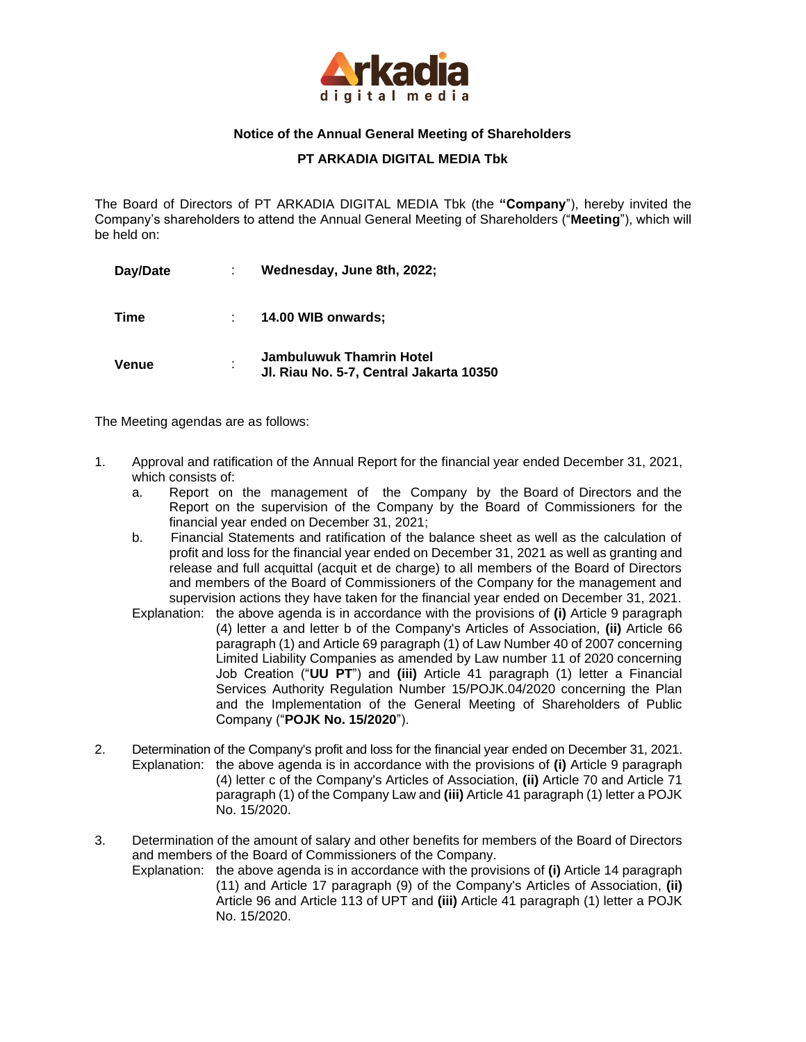Arkadia digital media

**Notice of the Annual General Meeting of Shareholders**

**PT ARKADIA DIGITAL MEDIA Tbk**

The Board of Directors of PT ARKADIA DIGITAL MEDIA Tbk (the **"Company"**), hereby invited the Company's shareholders to attend the Annual General Meeting of Shareholders ("**Meeting**"), which will be held on:

| | | |
|---|---|---|
| **Day/Date** | : | **Wednesday, June 8th, 2022;** |
| **Time** | : | **14.00 WIB onwards;** |
| **Venue** | : | **Jambuluwuk Thamrin Hotel Jl. Riau No. 5-7, Central Jakarta 10350** |

The Meeting agendas are as follows:

1. Approval and ratification of the Annual Report for the financial year ended December 31, 2021, which consists of:
   a. Report on the management of the Company by the Board of Directors and the Report on the supervision of the Company by the Board of Commissioners for the financial year ended on December 31, 2021;
   b. Financial Statements and ratification of the balance sheet as well as the calculation of profit and loss for the financial year ended on December 31, 2021 as well as granting and release and full acquittal (acquit et de charge) to all members of the Board of Directors and members of the Board of Commissioners of the Company for the management and supervision actions they have taken for the financial year ended on December 31, 2021.

   Explanation: the above agenda is in accordance with the provisions of **(i)** Article 9 paragraph (4) letter a and letter b of the Company's Articles of Association, **(ii)** Article 66 paragraph (1) and Article 69 paragraph (1) of Law Number 40 of 2007 concerning Limited Liability Companies as amended by Law number 11 of 2020 concerning Job Creation ("**UU PT**") and **(iii)** Article 41 paragraph (1) letter a Financial Services Authority Regulation Number 15/POJK.04/2020 concerning the Plan and the Implementation of the General Meeting of Shareholders of Public Company ("**POJK No. 15/2020**").

2. Determination of the Company's profit and loss for the financial year ended on December 31, 2021.

   Explanation: the above agenda is in accordance with the provisions of **(i)** Article 9 paragraph (4) letter c of the Company's Articles of Association, **(ii)** Article 70 and Article 71 paragraph (1) of the Company Law and **(iii)** Article 41 paragraph (1) letter a POJK No. 15/2020.

3. Determination of the amount of salary and other benefits for members of the Board of Directors and members of the Board of Commissioners of the Company.

   Explanation: the above agenda is in accordance with the provisions of **(i)** Article 14 paragraph (11) and Article 17 paragraph (9) of the Company's Articles of Association, **(ii)** Article 96 and Article 113 of UPT and **(iii)** Article 41 paragraph (1) letter a POJK No. 15/2020.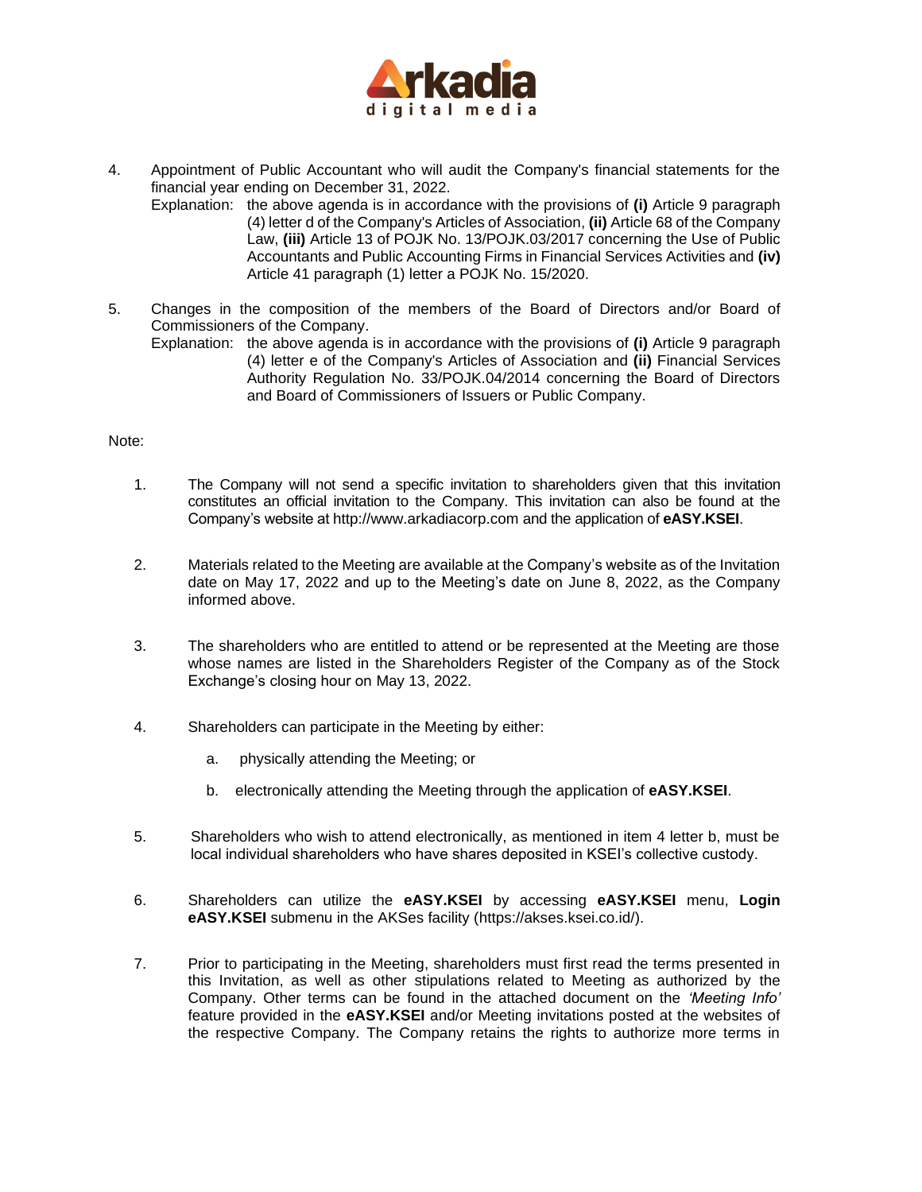4. Appointment of Public Accountant who will audit the Company's financial statements for the financial year ending on December 31, 2022.
   Explanation: the above agenda is in accordance with the provisions of **(i)** Article 9 paragraph (4) letter d of the Company's Articles of Association, **(ii)** Article 68 of the Company Law, **(iii)** Article 13 of POJK No. 13/POJK.03/2017 concerning the Use of Public Accountants and Public Accounting Firms in Financial Services Activities and **(iv)** Article 41 paragraph (1) letter a POJK No. 15/2020.

5. Changes in the composition of the members of the Board of Directors and/or Board of Commissioners of the Company.
   Explanation: the above agenda is in accordance with the provisions of **(i)** Article 9 paragraph (4) letter e of the Company's Articles of Association and **(ii)** Financial Services Authority Regulation No. 33/POJK.04/2014 concerning the Board of Directors and Board of Commissioners of Issuers or Public Company.

Note:

1. The Company will not send a specific invitation to shareholders given that this invitation constitutes an official invitation to the Company. This invitation can also be found at the Company's website at http://www.arkadiacorp.com and the application of **eASY.KSEI**.

2. Materials related to the Meeting are available at the Company's website as of the Invitation date on May 17, 2022 and up to the Meeting's date on June 8, 2022, as the Company informed above.

3. The shareholders who are entitled to attend or be represented at the Meeting are those whose names are listed in the Shareholders Register of the Company as of the Stock Exchange's closing hour on May 13, 2022.

4. Shareholders can participate in the Meeting by either:

   a. physically attending the Meeting; or

   b. electronically attending the Meeting through the application of **eASY.KSEI**.

5. Shareholders who wish to attend electronically, as mentioned in item 4 letter b, must be local individual shareholders who have shares deposited in KSEI's collective custody.

6. Shareholders can utilize the **eASY.KSEI** by accessing **eASY.KSEI** menu, **Login eASY.KSEI** submenu in the AKSes facility (https://akses.ksei.co.id/).

7. Prior to participating in the Meeting, shareholders must first read the terms presented in this Invitation, as well as other stipulations related to Meeting as authorized by the Company. Other terms can be found in the attached document on the *'Meeting Info'* feature provided in the **eASY.KSEI** and/or Meeting invitations posted at the websites of the respective Company. The Company retains the rights to authorize more terms in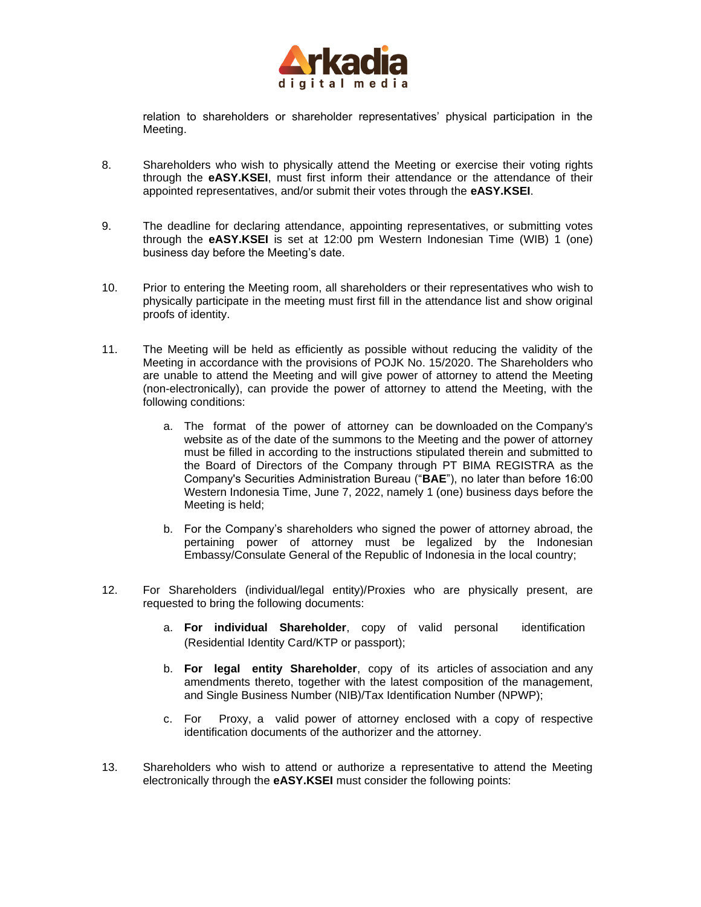relation to shareholders or shareholder representatives' physical participation in the Meeting.

8. Shareholders who wish to physically attend the Meeting or exercise their voting rights through the **eASY.KSEI**, must first inform their attendance or the attendance of their appointed representatives, and/or submit their votes through the **eASY.KSEI**.

9. The deadline for declaring attendance, appointing representatives, or submitting votes through the **eASY.KSEI** is set at 12:00 pm Western Indonesian Time (WIB) 1 (one) business day before the Meeting's date.

10. Prior to entering the Meeting room, all shareholders or their representatives who wish to physically participate in the meeting must first fill in the attendance list and show original proofs of identity.

11. The Meeting will be held as efficiently as possible without reducing the validity of the Meeting in accordance with the provisions of POJK No. 15/2020. The Shareholders who are unable to attend the Meeting and will give power of attorney to attend the Meeting (non-electronically), can provide the power of attorney to attend the Meeting, with the following conditions:

    a. The format of the power of attorney can be downloaded on the Company's website as of the date of the summons to the Meeting and the power of attorney must be filled in according to the instructions stipulated therein and submitted to the Board of Directors of the Company through PT BIMA REGISTRA as the Company's Securities Administration Bureau ("**BAE**"), no later than before 16:00 Western Indonesia Time, June 7, 2022, namely 1 (one) business days before the Meeting is held;

    b. For the Company's shareholders who signed the power of attorney abroad, the pertaining power of attorney must be legalized by the Indonesian Embassy/Consulate General of the Republic of Indonesia in the local country;

12. For Shareholders (individual/legal entity)/Proxies who are physically present, are requested to bring the following documents:

    a. **For individual Shareholder**, copy of valid personal identification (Residential Identity Card/KTP or passport);

    b. **For legal entity Shareholder**, copy of its articles of association and any amendments thereto, together with the latest composition of the management, and Single Business Number (NIB)/Tax Identification Number (NPWP);

    c. For Proxy, a valid power of attorney enclosed with a copy of respective identification documents of the authorizer and the attorney.

13. Shareholders who wish to attend or authorize a representative to attend the Meeting electronically through the **eASY.KSEI** must consider the following points: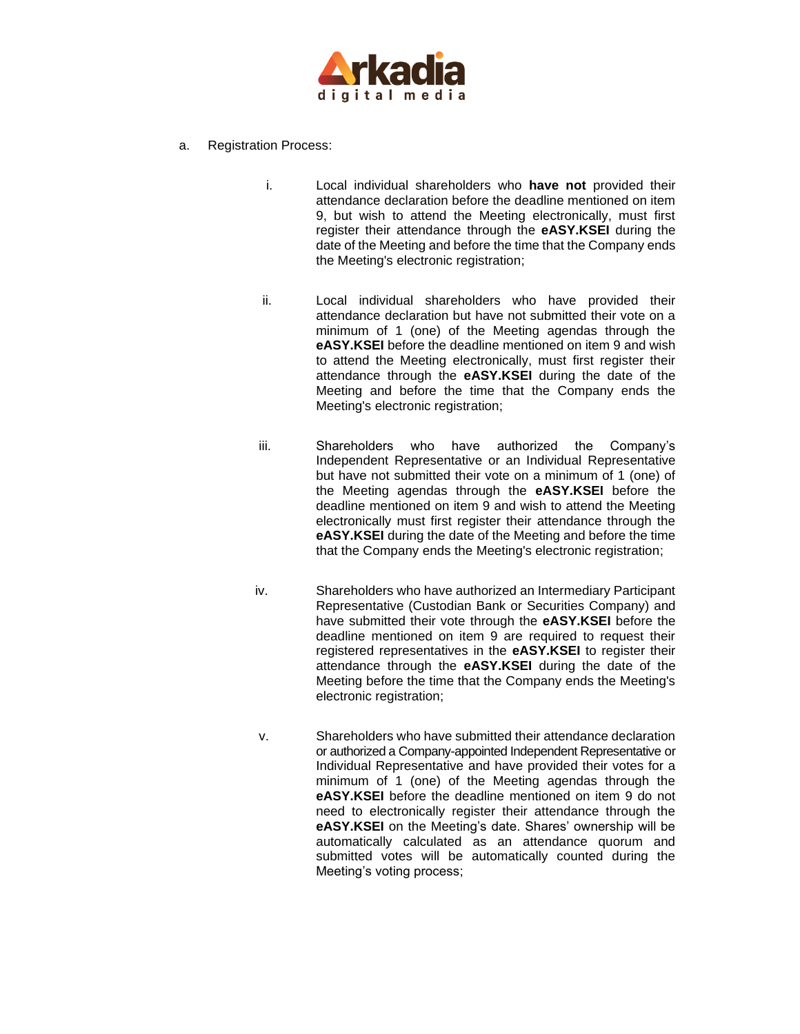a. Registration Process:

   i. Local individual shareholders who **have not** provided their attendance declaration before the deadline mentioned on item 9, but wish to attend the Meeting electronically, must first register their attendance through the **eASY.KSEI** during the date of the Meeting and before the time that the Company ends the Meeting's electronic registration;

   ii. Local individual shareholders who have provided their attendance declaration but have not submitted their vote on a minimum of 1 (one) of the Meeting agendas through the **eASY.KSEI** before the deadline mentioned on item 9 and wish to attend the Meeting electronically, must first register their attendance through the **eASY.KSEI** during the date of the Meeting and before the time that the Company ends the Meeting's electronic registration;

   iii. Shareholders who have authorized the Company's Independent Representative or an Individual Representative but have not submitted their vote on a minimum of 1 (one) of the Meeting agendas through the **eASY.KSEI** before the deadline mentioned on item 9 and wish to attend the Meeting electronically must first register their attendance through the **eASY.KSEI** during the date of the Meeting and before the time that the Company ends the Meeting's electronic registration;

   iv. Shareholders who have authorized an Intermediary Participant Representative (Custodian Bank or Securities Company) and have submitted their vote through the **eASY.KSEI** before the deadline mentioned on item 9 are required to request their registered representatives in the **eASY.KSEI** to register their attendance through the **eASY.KSEI** during the date of the Meeting before the time that the Company ends the Meeting's electronic registration;

   v. Shareholders who have submitted their attendance declaration or authorized a Company-appointed Independent Representative or Individual Representative and have provided their votes for a minimum of 1 (one) of the Meeting agendas through the **eASY.KSEI** before the deadline mentioned on item 9 do not need to electronically register their attendance through the **eASY.KSEI** on the Meeting's date. Shares' ownership will be automatically calculated as an attendance quorum and submitted votes will be automatically counted during the Meeting's voting process;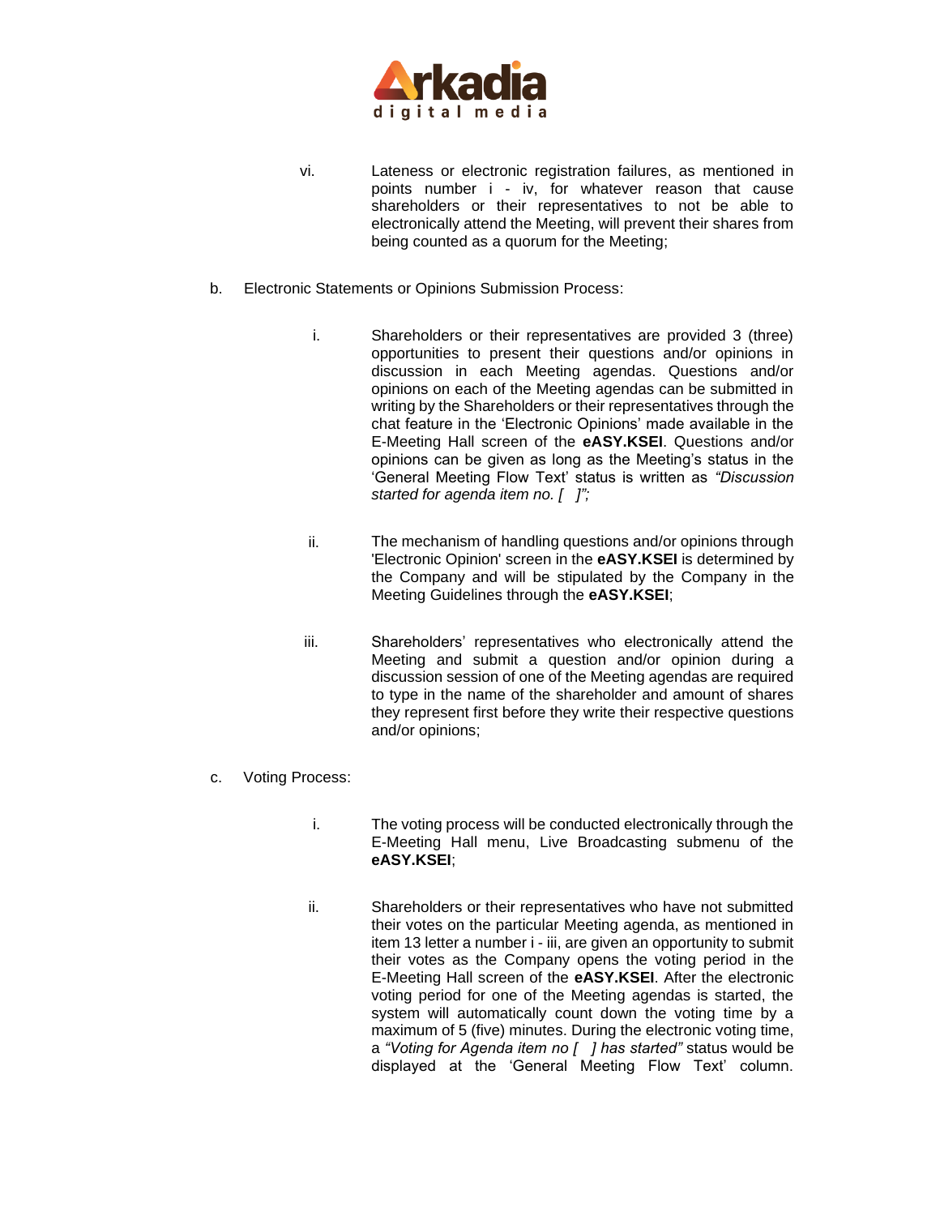vi. Lateness or electronic registration failures, as mentioned in points number i - iv, for whatever reason that cause shareholders or their representatives to not be able to electronically attend the Meeting, will prevent their shares from being counted as a quorum for the Meeting;

b. Electronic Statements or Opinions Submission Process:

   i. Shareholders or their representatives are provided 3 (three) opportunities to present their questions and/or opinions in discussion in each Meeting agendas. Questions and/or opinions on each of the Meeting agendas can be submitted in writing by the Shareholders or their representatives through the chat feature in the 'Electronic Opinions' made available in the E-Meeting Hall screen of the **eASY.KSEI**. Questions and/or opinions can be given as long as the Meeting's status in the 'General Meeting Flow Text' status is written as *"Discussion started for agenda item no. [ ]";*

   ii. The mechanism of handling questions and/or opinions through 'Electronic Opinion' screen in the **eASY.KSEI** is determined by the Company and will be stipulated by the Company in the Meeting Guidelines through the **eASY.KSEI**;

   iii. Shareholders' representatives who electronically attend the Meeting and submit a question and/or opinion during a discussion session of one of the Meeting agendas are required to type in the name of the shareholder and amount of shares they represent first before they write their respective questions and/or opinions;

c. Voting Process:

   i. The voting process will be conducted electronically through the E-Meeting Hall menu, Live Broadcasting submenu of the **eASY.KSEI**;

   ii. Shareholders or their representatives who have not submitted their votes on the particular Meeting agenda, as mentioned in item 13 letter a number i - iii, are given an opportunity to submit their votes as the Company opens the voting period in the E-Meeting Hall screen of the **eASY.KSEI**. After the electronic voting period for one of the Meeting agendas is started, the system will automatically count down the voting time by a maximum of 5 (five) minutes. During the electronic voting time, a *"Voting for Agenda item no [ ] has started"* status would be displayed at the 'General Meeting Flow Text' column.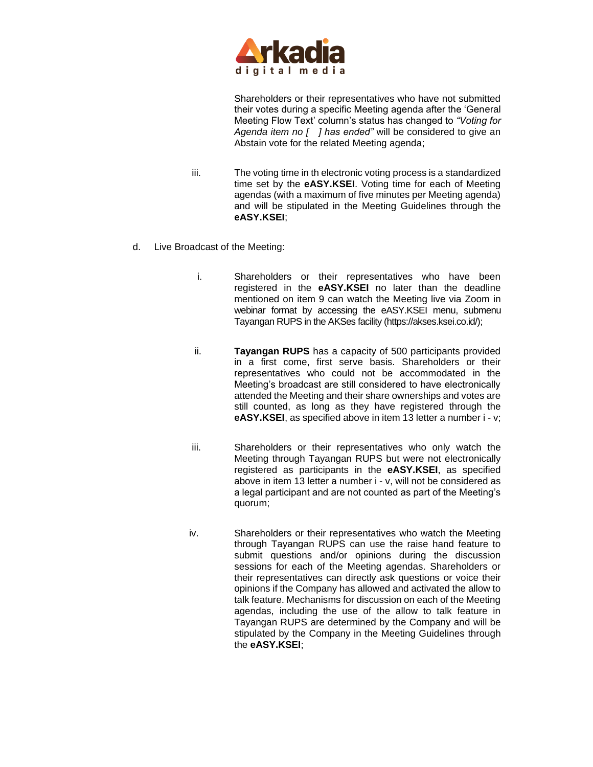Shareholders or their representatives who have not submitted their votes during a specific Meeting agenda after the 'General Meeting Flow Text' column's status has changed to *"Voting for Agenda item no [ ] has ended"* will be considered to give an Abstain vote for the related Meeting agenda;

iii. The voting time in th electronic voting process is a standardized time set by the **eASY.KSEI**. Voting time for each of Meeting agendas (with a maximum of five minutes per Meeting agenda) and will be stipulated in the Meeting Guidelines through the **eASY.KSEI**;

d. Live Broadcast of the Meeting:

i. Shareholders or their representatives who have been registered in the **eASY.KSEI** no later than the deadline mentioned on item 9 can watch the Meeting live via Zoom in webinar format by accessing the eASY.KSEI menu, submenu Tayangan RUPS in the AKSes facility (https://akses.ksei.co.id/);

ii. **Tayangan RUPS** has a capacity of 500 participants provided in a first come, first serve basis. Shareholders or their representatives who could not be accommodated in the Meeting's broadcast are still considered to have electronically attended the Meeting and their share ownerships and votes are still counted, as long as they have registered through the **eASY.KSEI**, as specified above in item 13 letter a number i - v;

iii. Shareholders or their representatives who only watch the Meeting through Tayangan RUPS but were not electronically registered as participants in the **eASY.KSEI**, as specified above in item 13 letter a number i - v, will not be considered as a legal participant and are not counted as part of the Meeting's quorum;

iv. Shareholders or their representatives who watch the Meeting through Tayangan RUPS can use the raise hand feature to submit questions and/or opinions during the discussion sessions for each of the Meeting agendas. Shareholders or their representatives can directly ask questions or voice their opinions if the Company has allowed and activated the allow to talk feature. Mechanisms for discussion on each of the Meeting agendas, including the use of the allow to talk feature in Tayangan RUPS are determined by the Company and will be stipulated by the Company in the Meeting Guidelines through the **eASY.KSEI**;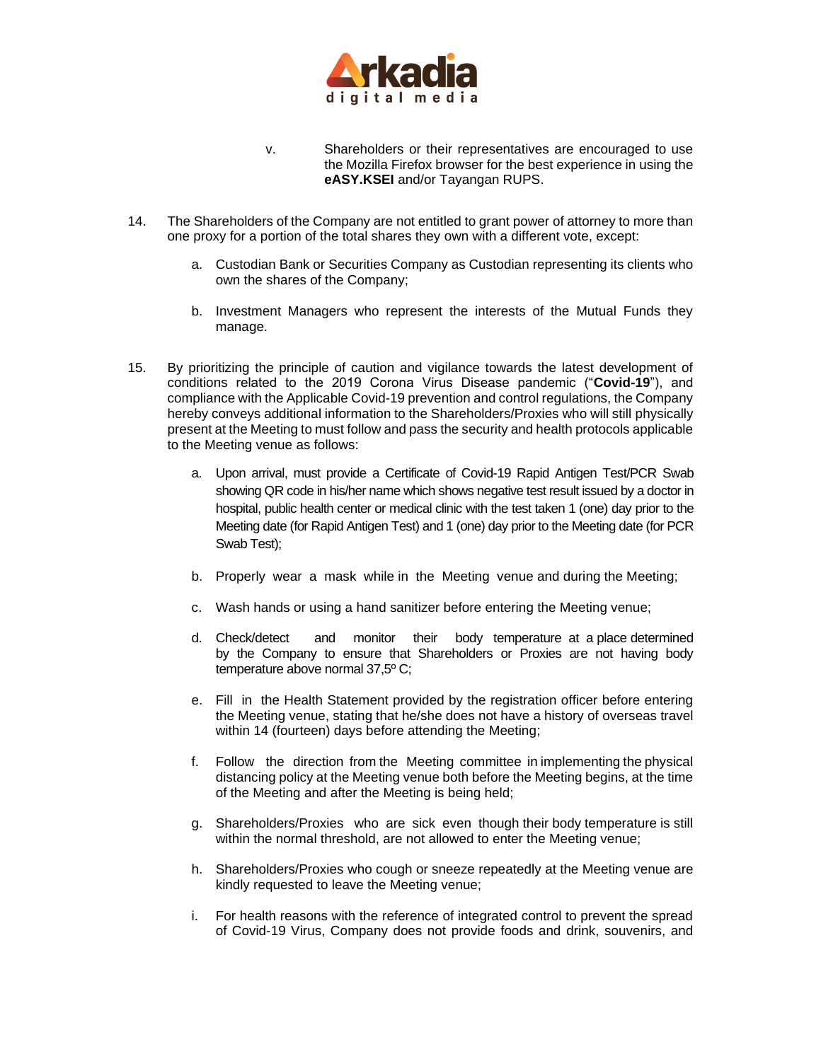v. Shareholders or their representatives are encouraged to use the Mozilla Firefox browser for the best experience in using the **eASY.KSEI** and/or Tayangan RUPS.

14. The Shareholders of the Company are not entitled to grant power of attorney to more than one proxy for a portion of the total shares they own with a different vote, except:

    a. Custodian Bank or Securities Company as Custodian representing its clients who own the shares of the Company;

    b. Investment Managers who represent the interests of the Mutual Funds they manage.

15. By prioritizing the principle of caution and vigilance towards the latest development of conditions related to the 2019 Corona Virus Disease pandemic ("**Covid-19**"), and compliance with the Applicable Covid-19 prevention and control regulations, the Company hereby conveys additional information to the Shareholders/Proxies who will still physically present at the Meeting to must follow and pass the security and health protocols applicable to the Meeting venue as follows:

    a. Upon arrival, must provide a Certificate of Covid-19 Rapid Antigen Test/PCR Swab showing QR code in his/her name which shows negative test result issued by a doctor in hospital, public health center or medical clinic with the test taken 1 (one) day prior to the Meeting date (for Rapid Antigen Test) and 1 (one) day prior to the Meeting date (for PCR Swab Test);

    b. Properly wear a mask while in the Meeting venue and during the Meeting;

    c. Wash hands or using a hand sanitizer before entering the Meeting venue;

    d. Check/detect and monitor their body temperature at a place determined by the Company to ensure that Shareholders or Proxies are not having body temperature above normal 37,5º C;

    e. Fill in the Health Statement provided by the registration officer before entering the Meeting venue, stating that he/she does not have a history of overseas travel within 14 (fourteen) days before attending the Meeting;

    f. Follow the direction from the Meeting committee in implementing the physical distancing policy at the Meeting venue both before the Meeting begins, at the time of the Meeting and after the Meeting is being held;

    g. Shareholders/Proxies who are sick even though their body temperature is still within the normal threshold, are not allowed to enter the Meeting venue;

    h. Shareholders/Proxies who cough or sneeze repeatedly at the Meeting venue are kindly requested to leave the Meeting venue;

    i. For health reasons with the reference of integrated control to prevent the spread of Covid-19 Virus, Company does not provide foods and drink, souvenirs, and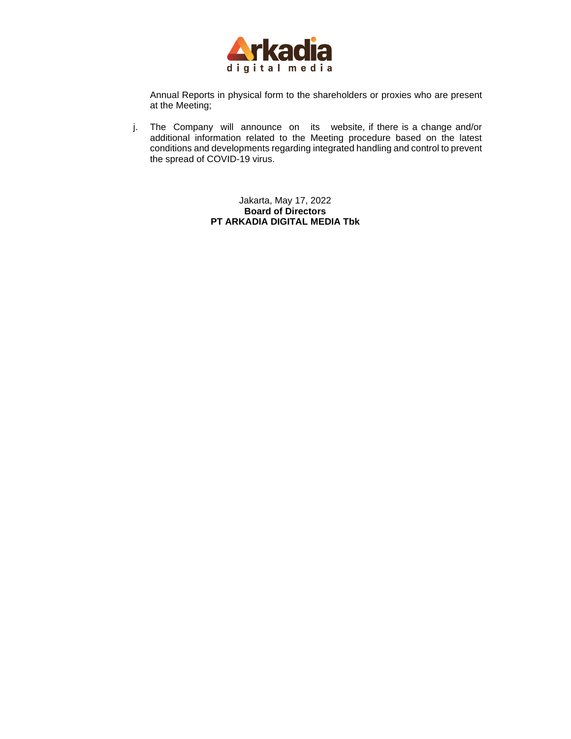Annual Reports in physical form to the shareholders or proxies who are present at the Meeting;

j. The Company will announce on its website, if there is a change and/or additional information related to the Meeting procedure based on the latest conditions and developments regarding integrated handling and control to prevent the spread of COVID-19 virus.

Jakarta, May 17, 2022
**Board of Directors**
**PT ARKADIA DIGITAL MEDIA Tbk**